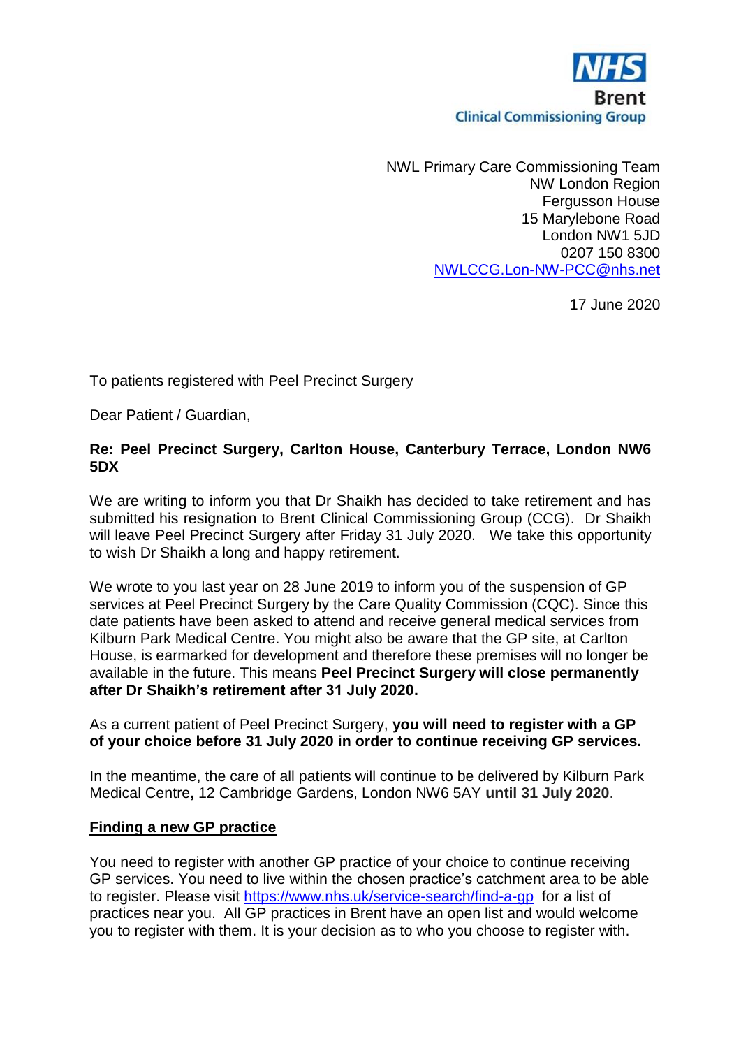NHS
Brent
Clinical Commissioning Group

NWL Primary Care Commissioning Team
NW London Region
Fergusson House
15 Marylebone Road
London NW1 5JD
0207 150 8300
NWLCCG.Lon-NW-PCC@nhs.net

17 June 2020

To patients registered with Peel Precinct Surgery

Dear Patient / Guardian,

**Re: Peel Precinct Surgery, Carlton House, Canterbury Terrace, London NW6 5DX**

We are writing to inform you that Dr Shaikh has decided to take retirement and has submitted his resignation to Brent Clinical Commissioning Group (CCG). Dr Shaikh will leave Peel Precinct Surgery after Friday 31 July 2020. We take this opportunity to wish Dr Shaikh a long and happy retirement.

We wrote to you last year on 28 June 2019 to inform you of the suspension of GP services at Peel Precinct Surgery by the Care Quality Commission (CQC). Since this date patients have been asked to attend and receive general medical services from Kilburn Park Medical Centre. You might also be aware that the GP site, at Carlton House, is earmarked for development and therefore these premises will no longer be available in the future. This means **Peel Precinct Surgery will close permanently after Dr Shaikh's retirement after 31 July 2020.**

As a current patient of Peel Precinct Surgery, **you will need to register with a GP of your choice before 31 July 2020 in order to continue receiving GP services.**

In the meantime, the care of all patients will continue to be delivered by Kilburn Park Medical Centre**,** 12 Cambridge Gardens, London NW6 5AY **until 31 July 2020**.

## Finding a new GP practice

You need to register with another GP practice of your choice to continue receiving GP services. You need to live within the chosen practice's catchment area to be able to register. Please visit https://www.nhs.uk/service-search/find-a-gp for a list of practices near you. All GP practices in Brent have an open list and would welcome you to register with them. It is your decision as to who you choose to register with.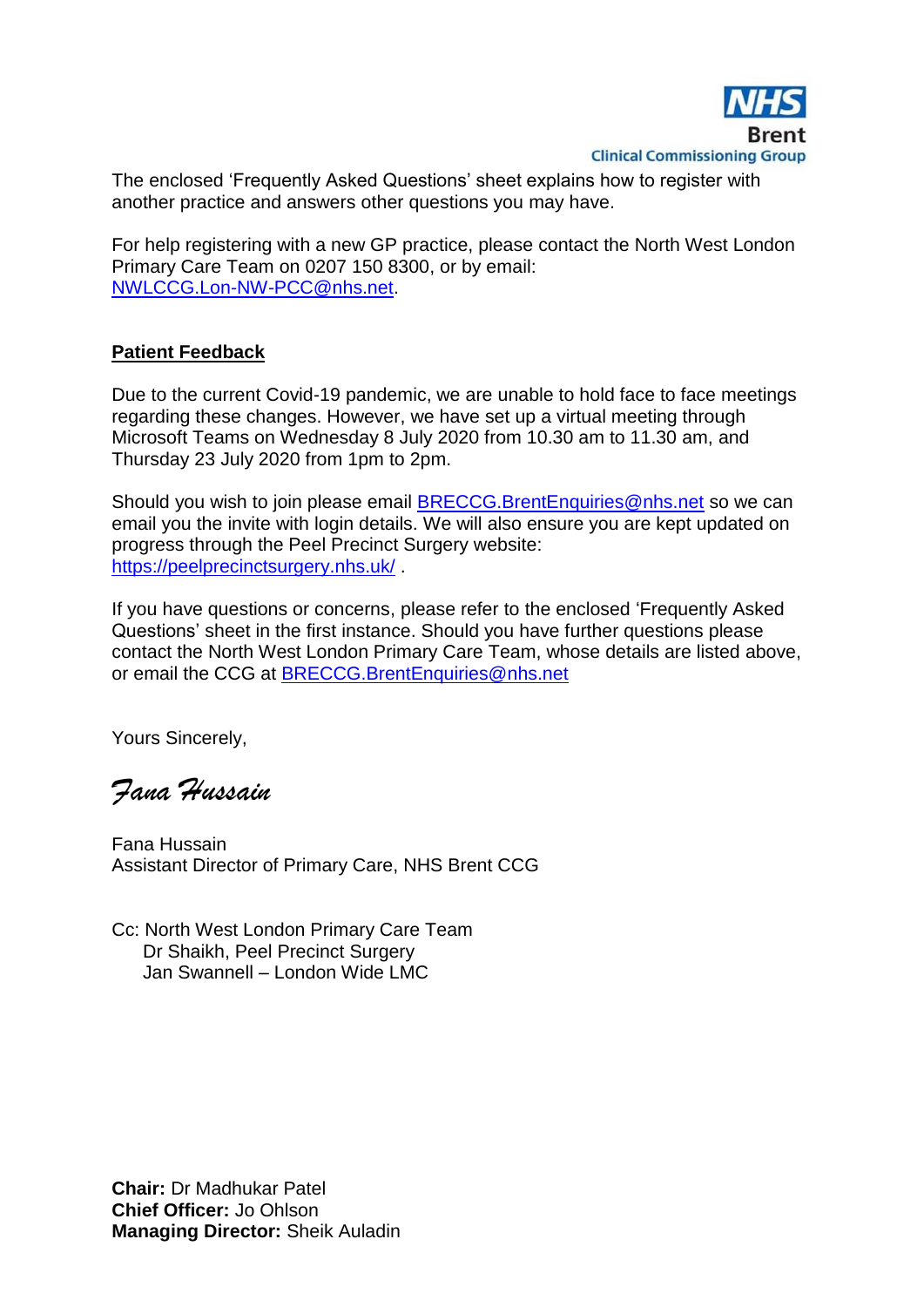The enclosed 'Frequently Asked Questions' sheet explains how to register with another practice and answers other questions you may have.

For help registering with a new GP practice, please contact the North West London Primary Care Team on 0207 150 8300, or by email: NWLCCG.Lon-NW-PCC@nhs.net.

**Patient Feedback**

Due to the current Covid-19 pandemic, we are unable to hold face to face meetings regarding these changes. However, we have set up a virtual meeting through Microsoft Teams on Wednesday 8 July 2020 from 10.30 am to 11.30 am, and Thursday 23 July 2020 from 1pm to 2pm.

Should you wish to join please email BRECCG.BrentEnquiries@nhs.net so we can email you the invite with login details. We will also ensure you are kept updated on progress through the Peel Precinct Surgery website: https://peelprecinctsurgery.nhs.uk/ .

If you have questions or concerns, please refer to the enclosed 'Frequently Asked Questions' sheet in the first instance. Should you have further questions please contact the North West London Primary Care Team, whose details are listed above, or email the CCG at BRECCG.BrentEnquiries@nhs.net

Yours Sincerely,

*Fana Hussain*

Fana Hussain
Assistant Director of Primary Care, NHS Brent CCG

Cc: North West London Primary Care Team
Dr Shaikh, Peel Precinct Surgery
Jan Swannell – London Wide LMC

**Chair:** Dr Madhukar Patel
**Chief Officer:** Jo Ohlson
**Managing Director:** Sheik Auladin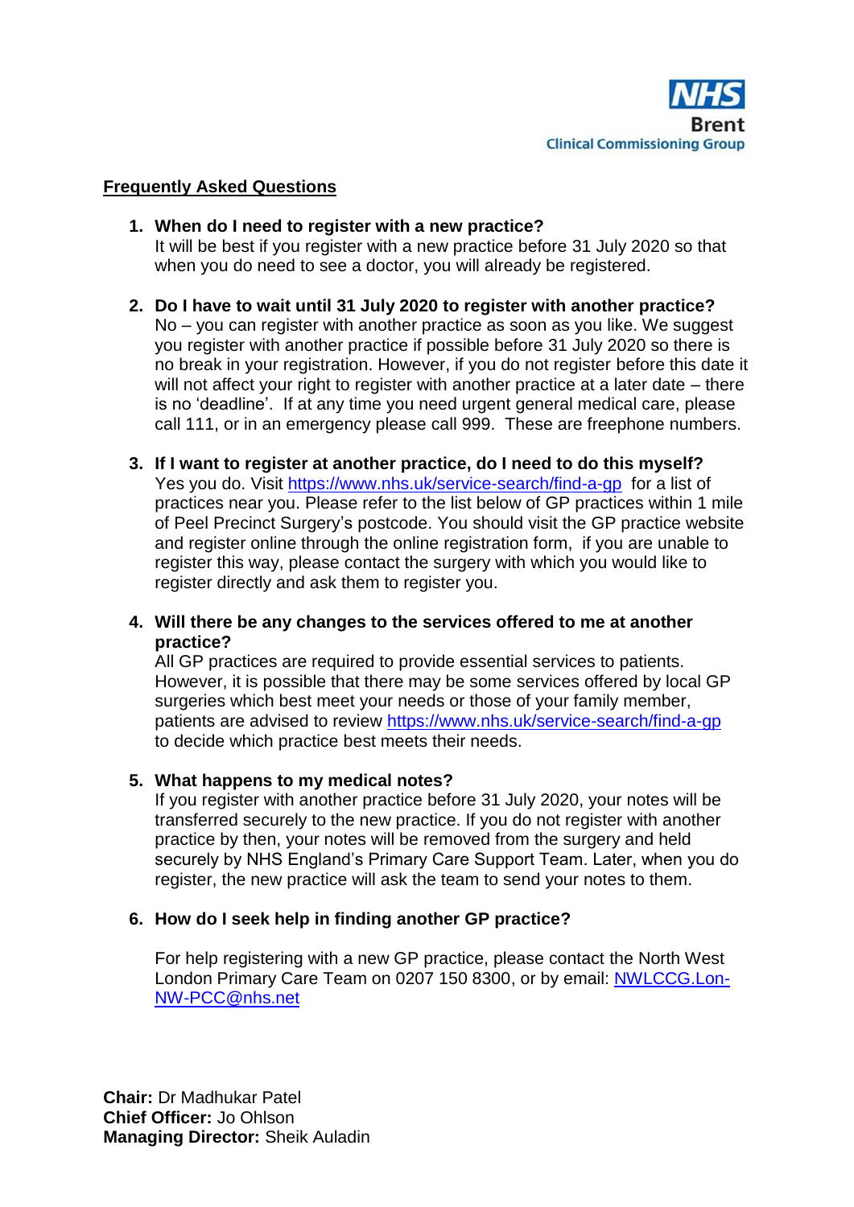NHS Brent Clinical Commissioning Group

## Frequently Asked Questions

1. **When do I need to register with a new practice?**
   It will be best if you register with a new practice before 31 July 2020 so that when you do need to see a doctor, you will already be registered.

2. **Do I have to wait until 31 July 2020 to register with another practice?**
   No – you can register with another practice as soon as you like. We suggest you register with another practice if possible before 31 July 2020 so there is no break in your registration. However, if you do not register before this date it will not affect your right to register with another practice at a later date – there is no 'deadline'. If at any time you need urgent general medical care, please call 111, or in an emergency please call 999. These are freephone numbers.

3. **If I want to register at another practice, do I need to do this myself?**
   Yes you do. Visit https://www.nhs.uk/service-search/find-a-gp for a list of practices near you. Please refer to the list below of GP practices within 1 mile of Peel Precinct Surgery's postcode. You should visit the GP practice website and register online through the online registration form, if you are unable to register this way, please contact the surgery with which you would like to register directly and ask them to register you.

4. **Will there be any changes to the services offered to me at another practice?**
   All GP practices are required to provide essential services to patients. However, it is possible that there may be some services offered by local GP surgeries which best meet your needs or those of your family member, patients are advised to review https://www.nhs.uk/service-search/find-a-gp to decide which practice best meets their needs.

5. **What happens to my medical notes?**
   If you register with another practice before 31 July 2020, your notes will be transferred securely to the new practice. If you do not register with another practice by then, your notes will be removed from the surgery and held securely by NHS England's Primary Care Support Team. Later, when you do register, the new practice will ask the team to send your notes to them.

6. **How do I seek help in finding another GP practice?**

   For help registering with a new GP practice, please contact the North West London Primary Care Team on 0207 150 8300, or by email: NWLCCG.Lon-NW-PCC@nhs.net

**Chair:** Dr Madhukar Patel
**Chief Officer:** Jo Ohlson
**Managing Director:** Sheik Auladin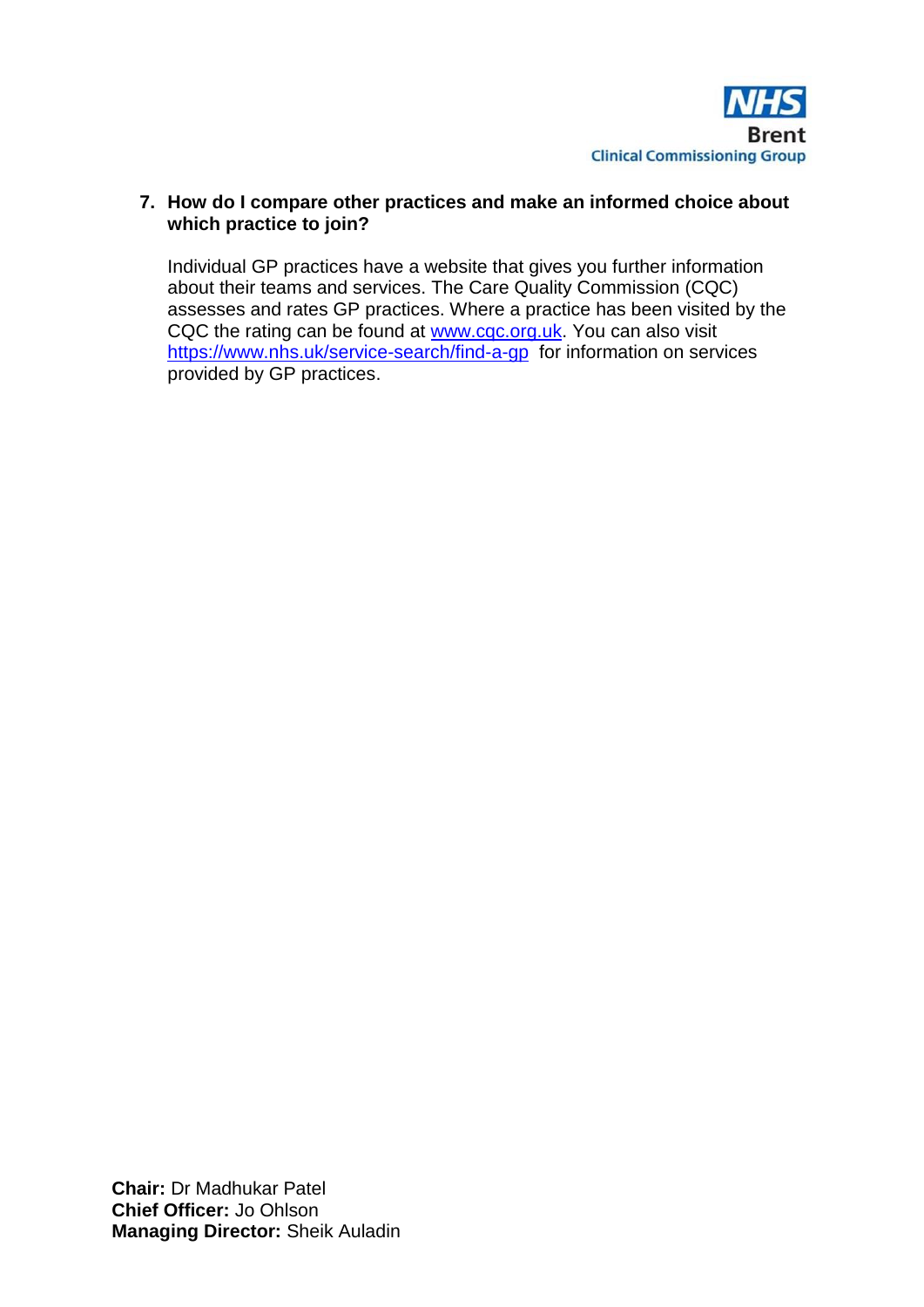7. **How do I compare other practices and make an informed choice about which practice to join?**

   Individual GP practices have a website that gives you further information about their teams and services. The Care Quality Commission (CQC) assesses and rates GP practices. Where a practice has been visited by the CQC the rating can be found at [www.cqc.org.uk](http://www.cqc.org.uk). You can also visit [https://www.nhs.uk/service-search/find-a-gp](https://www.nhs.uk/service-search/find-a-gp) for information on services provided by GP practices.

**Chair:** Dr Madhukar Patel
**Chief Officer:** Jo Ohlson
**Managing Director:** Sheik Auladin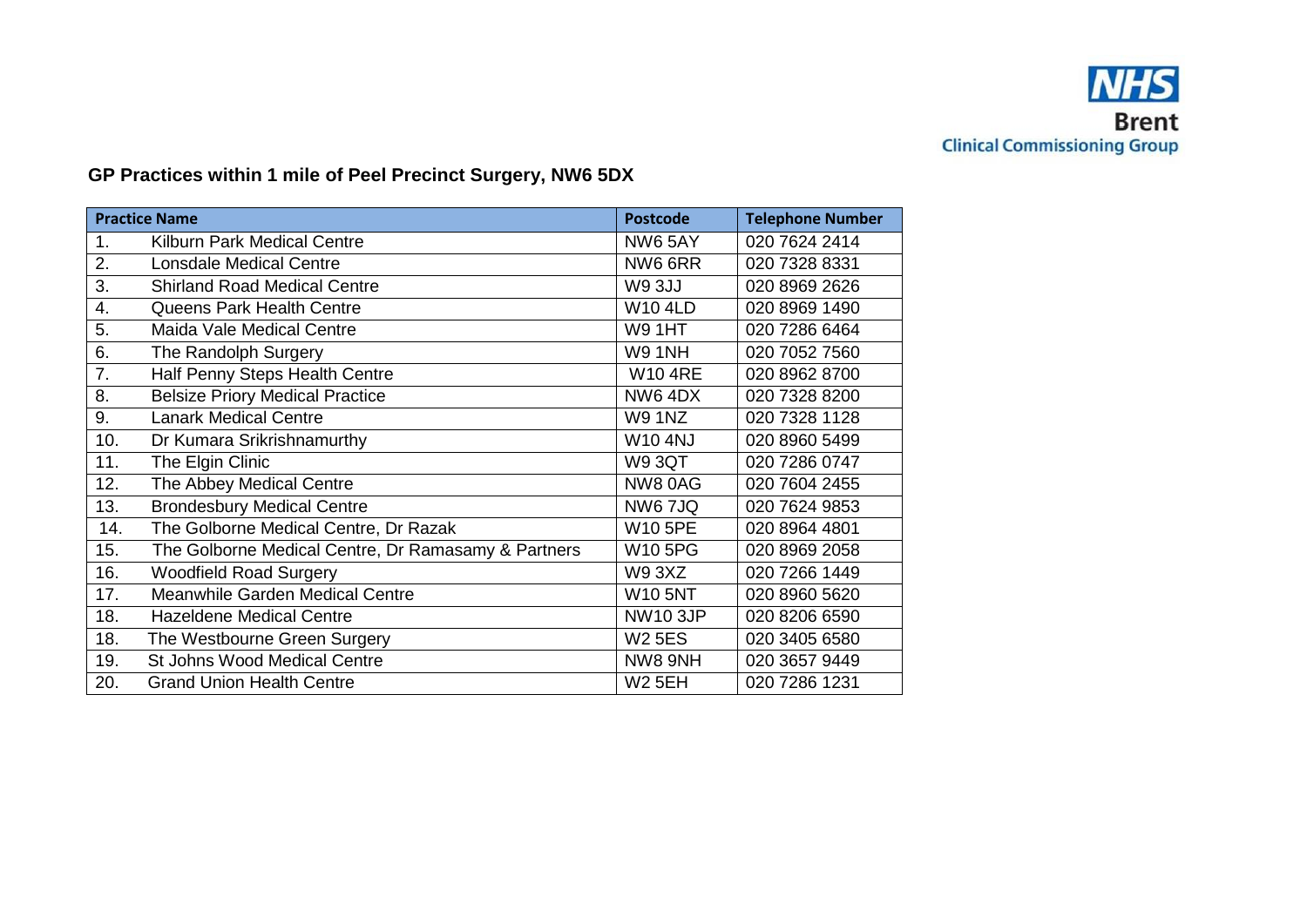NHS
Brent
Clinical Commissioning Group

## GP Practices within 1 mile of Peel Precinct Surgery, NW6 5DX

| Practice Name | | Postcode | Telephone Number |
|---|---|---|---|
| 1. | Kilburn Park Medical Centre | NW6 5AY | 020 7624 2414 |
| 2. | Lonsdale Medical Centre | NW6 6RR | 020 7328 8331 |
| 3. | Shirland Road Medical Centre | W9 3JJ | 020 8969 2626 |
| 4. | Queens Park Health Centre | W10 4LD | 020 8969 1490 |
| 5. | Maida Vale Medical Centre | W9 1HT | 020 7286 6464 |
| 6. | The Randolph Surgery | W9 1NH | 020 7052 7560 |
| 7. | Half Penny Steps Health Centre | W10 4RE | 020 8962 8700 |
| 8. | Belsize Priory Medical Practice | NW6 4DX | 020 7328 8200 |
| 9. | Lanark Medical Centre | W9 1NZ | 020 7328 1128 |
| 10. | Dr Kumara Srikrishnamurthy | W10 4NJ | 020 8960 5499 |
| 11. | The Elgin Clinic | W9 3QT | 020 7286 0747 |
| 12. | The Abbey Medical Centre | NW8 0AG | 020 7604 2455 |
| 13. | Brondesbury Medical Centre | NW6 7JQ | 020 7624 9853 |
| 14. | The Golborne Medical Centre, Dr Razak | W10 5PE | 020 8964 4801 |
| 15. | The Golborne Medical Centre, Dr Ramasamy & Partners | W10 5PG | 020 8969 2058 |
| 16. | Woodfield Road Surgery | W9 3XZ | 020 7266 1449 |
| 17. | Meanwhile Garden Medical Centre | W10 5NT | 020 8960 5620 |
| 18. | Hazeldene Medical Centre | NW10 3JP | 020 8206 6590 |
| 18. | The Westbourne Green Surgery | W2 5ES | 020 3405 6580 |
| 19. | St Johns Wood Medical Centre | NW8 9NH | 020 3657 9449 |
| 20. | Grand Union Health Centre | W2 5EH | 020 7286 1231 |